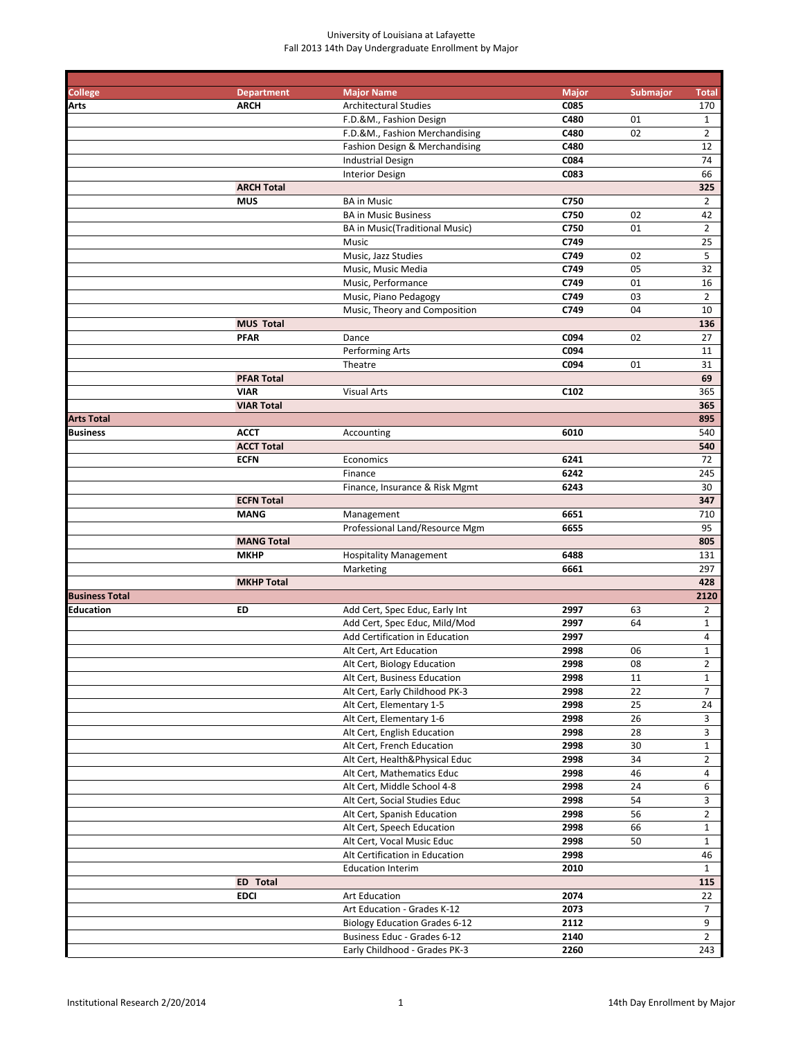University of Louisiana at Lafayette
Fall 2013 14th Day Undergraduate Enrollment by Major

| College | Department | Major Name | Major | Submajor | Total |
|---|---|---|---|---|---|
| **Arts** | **ARCH** | Architectural Studies | **C085** | | 170 |
| | | F.D.&M., Fashion Design | **C480** | 01 | 1 |
| | | F.D.&M., Fashion Merchandising | **C480** | 02 | 2 |
| | | Fashion Design & Merchandising | **C480** | | 12 |
| | | Industrial Design | **C084** | | 74 |
| | | Interior Design | **C083** | | 66 |
| | **ARCH Total** | | | | **325** |
| | **MUS** | BA in Music | **C750** | | 2 |
| | | BA in Music Business | **C750** | 02 | 42 |
| | | BA in Music(Traditional Music) | **C750** | 01 | 2 |
| | | Music | **C749** | | 25 |
| | | Music, Jazz Studies | **C749** | 02 | 5 |
| | | Music, Music Media | **C749** | 05 | 32 |
| | | Music, Performance | **C749** | 01 | 16 |
| | | Music, Piano Pedagogy | **C749** | 03 | 2 |
| | | Music, Theory and Composition | **C749** | 04 | 10 |
| | **MUS Total** | | | | **136** |
| | **PFAR** | Dance | **C094** | 02 | 27 |
| | | Performing Arts | **C094** | | 11 |
| | | Theatre | **C094** | 01 | 31 |
| | **PFAR Total** | | | | **69** |
| | **VIAR** | Visual Arts | **C102** | | 365 |
| | **VIAR Total** | | | | **365** |
| **Arts Total** | | | | | **895** |
| **Business** | **ACCT** | Accounting | **6010** | | 540 |
| | **ACCT Total** | | | | **540** |
| | **ECFN** | Economics | **6241** | | 72 |
| | | Finance | **6242** | | 245 |
| | | Finance, Insurance & Risk Mgmt | **6243** | | 30 |
| | **ECFN Total** | | | | **347** |
| | **MANG** | Management | **6651** | | 710 |
| | | Professional Land/Resource Mgm | **6655** | | 95 |
| | **MANG Total** | | | | **805** |
| | **MKHP** | Hospitality Management | **6488** | | 131 |
| | | Marketing | **6661** | | 297 |
| | **MKHP Total** | | | | **428** |
| **Business Total** | | | | | **2120** |
| **Education** | **ED** | Add Cert, Spec Educ, Early Int | **2997** | 63 | 2 |
| | | Add Cert, Spec Educ, Mild/Mod | **2997** | 64 | 1 |
| | | Add Certification in Education | **2997** | | 4 |
| | | Alt Cert, Art Education | **2998** | 06 | 1 |
| | | Alt Cert, Biology Education | **2998** | 08 | 2 |
| | | Alt Cert, Business Education | **2998** | 11 | 1 |
| | | Alt Cert, Early Childhood PK-3 | **2998** | 22 | 7 |
| | | Alt Cert, Elementary 1-5 | **2998** | 25 | 24 |
| | | Alt Cert, Elementary 1-6 | **2998** | 26 | 3 |
| | | Alt Cert, English Education | **2998** | 28 | 3 |
| | | Alt Cert, French Education | **2998** | 30 | 1 |
| | | Alt Cert, Health&Physical Educ | **2998** | 34 | 2 |
| | | Alt Cert, Mathematics Educ | **2998** | 46 | 4 |
| | | Alt Cert, Middle School 4-8 | **2998** | 24 | 6 |
| | | Alt Cert, Social Studies Educ | **2998** | 54 | 3 |
| | | Alt Cert, Spanish Education | **2998** | 56 | 2 |
| | | Alt Cert, Speech Education | **2998** | 66 | 1 |
| | | Alt Cert, Vocal Music Educ | **2998** | 50 | 1 |
| | | Alt Certification in Education | **2998** | | 46 |
| | | Education Interim | **2010** | | 1 |
| | **ED Total** | | | | **115** |
| | **EDCI** | Art Education | **2074** | | 22 |
| | | Art Education - Grades K-12 | **2073** | | 7 |
| | | Biology Education Grades 6-12 | **2112** | | 9 |
| | | Business Educ - Grades 6-12 | **2140** | | 2 |
| | | Early Childhood - Grades PK-3 | **2260** | | 243 |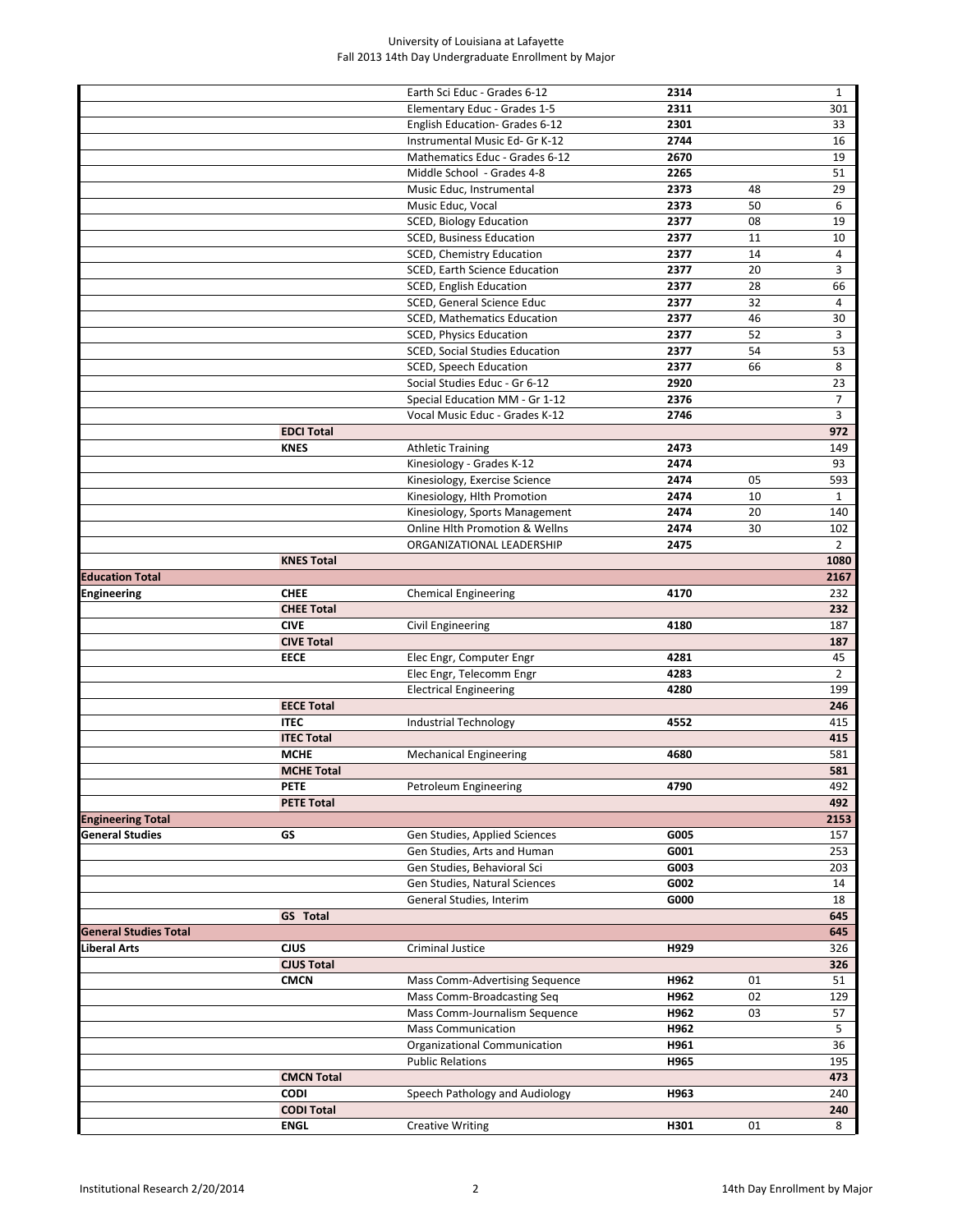University of Louisiana at Lafayette
Fall 2013 14th Day Undergraduate Enrollment by Major

| | | | | | |
|---|---|---|---|---|---|
| | | Earth Sci Educ - Grades 6-12 | **2314** | | 1 |
| | | Elementary Educ - Grades 1-5 | **2311** | | 301 |
| | | English Education- Grades 6-12 | **2301** | | 33 |
| | | Instrumental Music Ed- Gr K-12 | **2744** | | 16 |
| | | Mathematics Educ - Grades 6-12 | **2670** | | 19 |
| | | Middle School - Grades 4-8 | **2265** | | 51 |
| | | Music Educ, Instrumental | **2373** | 48 | 29 |
| | | Music Educ, Vocal | **2373** | 50 | 6 |
| | | SCED, Biology Education | **2377** | 08 | 19 |
| | | SCED, Business Education | **2377** | 11 | 10 |
| | | SCED, Chemistry Education | **2377** | 14 | 4 |
| | | SCED, Earth Science Education | **2377** | 20 | 3 |
| | | SCED, English Education | **2377** | 28 | 66 |
| | | SCED, General Science Educ | **2377** | 32 | 4 |
| | | SCED, Mathematics Education | **2377** | 46 | 30 |
| | | SCED, Physics Education | **2377** | 52 | 3 |
| | | SCED, Social Studies Education | **2377** | 54 | 53 |
| | | SCED, Speech Education | **2377** | 66 | 8 |
| | | Social Studies Educ - Gr 6-12 | **2920** | | 23 |
| | | Special Education MM - Gr 1-12 | **2376** | | 7 |
| | | Vocal Music Educ - Grades K-12 | **2746** | | 3 |
| | **EDCI Total** | | | | **972** |
| | **KNES** | Athletic Training | **2473** | | 149 |
| | | Kinesiology - Grades K-12 | **2474** | | 93 |
| | | Kinesiology, Exercise Science | **2474** | 05 | 593 |
| | | Kinesiology, Hlth Promotion | **2474** | 10 | 1 |
| | | Kinesiology, Sports Management | **2474** | 20 | 140 |
| | | Online Hlth Promotion & Wellns | **2474** | 30 | 102 |
| | | ORGANIZATIONAL LEADERSHIP | **2475** | | 2 |
| | **KNES Total** | | | | **1080** |
| **Education Total** | | | | | **2167** |
| **Engineering** | **CHEE** | Chemical Engineering | **4170** | | 232 |
| | **CHEE Total** | | | | **232** |
| | **CIVE** | Civil Engineering | **4180** | | 187 |
| | **CIVE Total** | | | | **187** |
| | **EECE** | Elec Engr, Computer Engr | **4281** | | 45 |
| | | Elec Engr, Telecomm Engr | **4283** | | 2 |
| | | Electrical Engineering | **4280** | | 199 |
| | **EECE Total** | | | | **246** |
| | **ITEC** | Industrial Technology | **4552** | | 415 |
| | **ITEC Total** | | | | **415** |
| | **MCHE** | Mechanical Engineering | **4680** | | 581 |
| | **MCHE Total** | | | | **581** |
| | **PETE** | Petroleum Engineering | **4790** | | 492 |
| | **PETE Total** | | | | **492** |
| **Engineering Total** | | | | | **2153** |
| **General Studies** | **GS** | Gen Studies, Applied Sciences | **G005** | | 157 |
| | | Gen Studies, Arts and Human | **G001** | | 253 |
| | | Gen Studies, Behavioral Sci | **G003** | | 203 |
| | | Gen Studies, Natural Sciences | **G002** | | 14 |
| | | General Studies, Interim | **G000** | | 18 |
| | **GS Total** | | | | **645** |
| **General Studies Total** | | | | | **645** |
| **Liberal Arts** | **CJUS** | Criminal Justice | **H929** | | 326 |
| | **CJUS Total** | | | | **326** |
| | **CMCN** | Mass Comm-Advertising Sequence | **H962** | 01 | 51 |
| | | Mass Comm-Broadcasting Seq | **H962** | 02 | 129 |
| | | Mass Comm-Journalism Sequence | **H962** | 03 | 57 |
| | | Mass Communication | **H962** | | 5 |
| | | Organizational Communication | **H961** | | 36 |
| | | Public Relations | **H965** | | 195 |
| | **CMCN Total** | | | | **473** |
| | **CODI** | Speech Pathology and Audiology | **H963** | | 240 |
| | **CODI Total** | | | | **240** |
| | **ENGL** | Creative Writing | **H301** | 01 | 8 |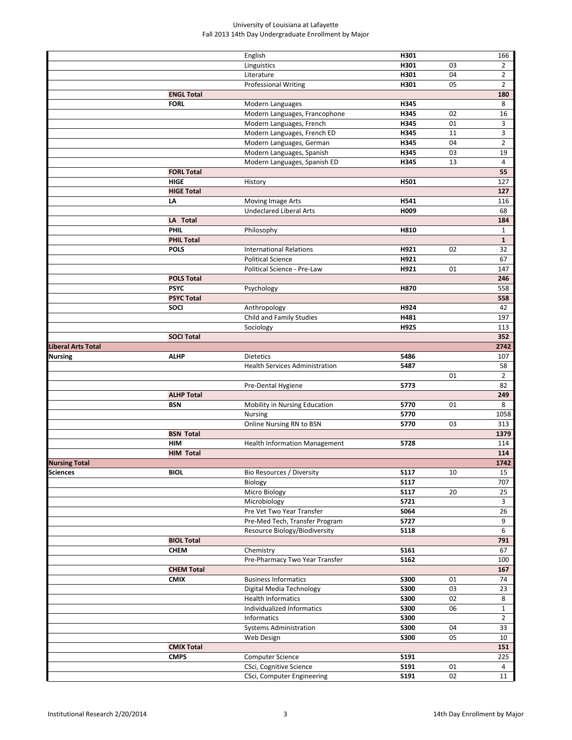| | | | | | |
|---|---|---|---|---|---|
| | | English | H301 | | 166 |
| | | Linguistics | H301 | 03 | 2 |
| | | Literature | H301 | 04 | 2 |
| | | Professional Writing | H301 | 05 | 2 |
| | **ENGL Total** | | | | **180** |
| | **FORL** | Modern Languages | H345 | | 8 |
| | | Modern Languages, Francophone | H345 | 02 | 16 |
| | | Modern Languages, French | H345 | 01 | 3 |
| | | Modern Languages, French ED | H345 | 11 | 3 |
| | | Modern Languages, German | H345 | 04 | 2 |
| | | Modern Languages, Spanish | H345 | 03 | 19 |
| | | Modern Languages, Spanish ED | H345 | 13 | 4 |
| | **FORL Total** | | | | **55** |
| | **HIGE** | History | H501 | | 127 |
| | **HIGE Total** | | | | **127** |
| | **LA** | Moving Image Arts | H541 | | 116 |
| | | Undeclared Liberal Arts | H009 | | 68 |
| | **LA Total** | | | | **184** |
| | **PHIL** | Philosophy | H810 | | 1 |
| | **PHIL Total** | | | | **1** |
| | **POLS** | International Relations | H921 | 02 | 32 |
| | | Political Science | H921 | | 67 |
| | | Political Science - Pre-Law | H921 | 01 | 147 |
| | **POLS Total** | | | | **246** |
| | **PSYC** | Psychology | H870 | | 558 |
| | **PSYC Total** | | | | **558** |
| | **SOCI** | Anthropology | H924 | | 42 |
| | | Child and Family Studies | H481 | | 197 |
| | | Sociology | H925 | | 113 |
| | **SOCI Total** | | | | **352** |
| **Liberal Arts Total** | | | | | **2742** |
| **Nursing** | **ALHP** | Dietetics | 5486 | | 107 |
| | | Health Services Administration | 5487 | | 58 |
| | | | | 01 | 2 |
| | | Pre-Dental Hygiene | 5773 | | 82 |
| | **ALHP Total** | | | | **249** |
| | **BSN** | Mobility in Nursing Education | 5770 | 01 | 8 |
| | | Nursing | 5770 | | 1058 |
| | | Online Nursing RN to BSN | 5770 | 03 | 313 |
| | **BSN Total** | | | | **1379** |
| | **HIM** | Health Information Management | 5728 | | 114 |
| | **HIM Total** | | | | **114** |
| **Nursing Total** | | | | | **1742** |
| **Sciences** | **BIOL** | Bio Resources / Diversity | S117 | 10 | 15 |
| | | Biology | S117 | | 707 |
| | | Micro Biology | S117 | 20 | 25 |
| | | Microbiology | S721 | | 3 |
| | | Pre Vet Two Year Transfer | S064 | | 26 |
| | | Pre-Med Tech, Transfer Program | S727 | | 9 |
| | | Resource Biology/Biodiversity | S118 | | 6 |
| | **BIOL Total** | | | | **791** |
| | **CHEM** | Chemistry | S161 | | 67 |
| | | Pre-Pharmacy Two Year Transfer | S162 | | 100 |
| | **CHEM Total** | | | | **167** |
| | **CMIX** | Business Informatics | S300 | 01 | 74 |
| | | Digital Media Technology | S300 | 03 | 23 |
| | | Health Informatics | S300 | 02 | 8 |
| | | Individualized Informatics | S300 | 06 | 1 |
| | | Informatics | S300 | | 2 |
| | | Systems Administration | S300 | 04 | 33 |
| | | Web Design | S300 | 05 | 10 |
| | **CMIX Total** | | | | **151** |
| | **CMPS** | Computer Science | S191 | | 225 |
| | | CSci, Cognitive Science | S191 | 01 | 4 |
| | | CSci, Computer Engineering | S191 | 02 | 11 |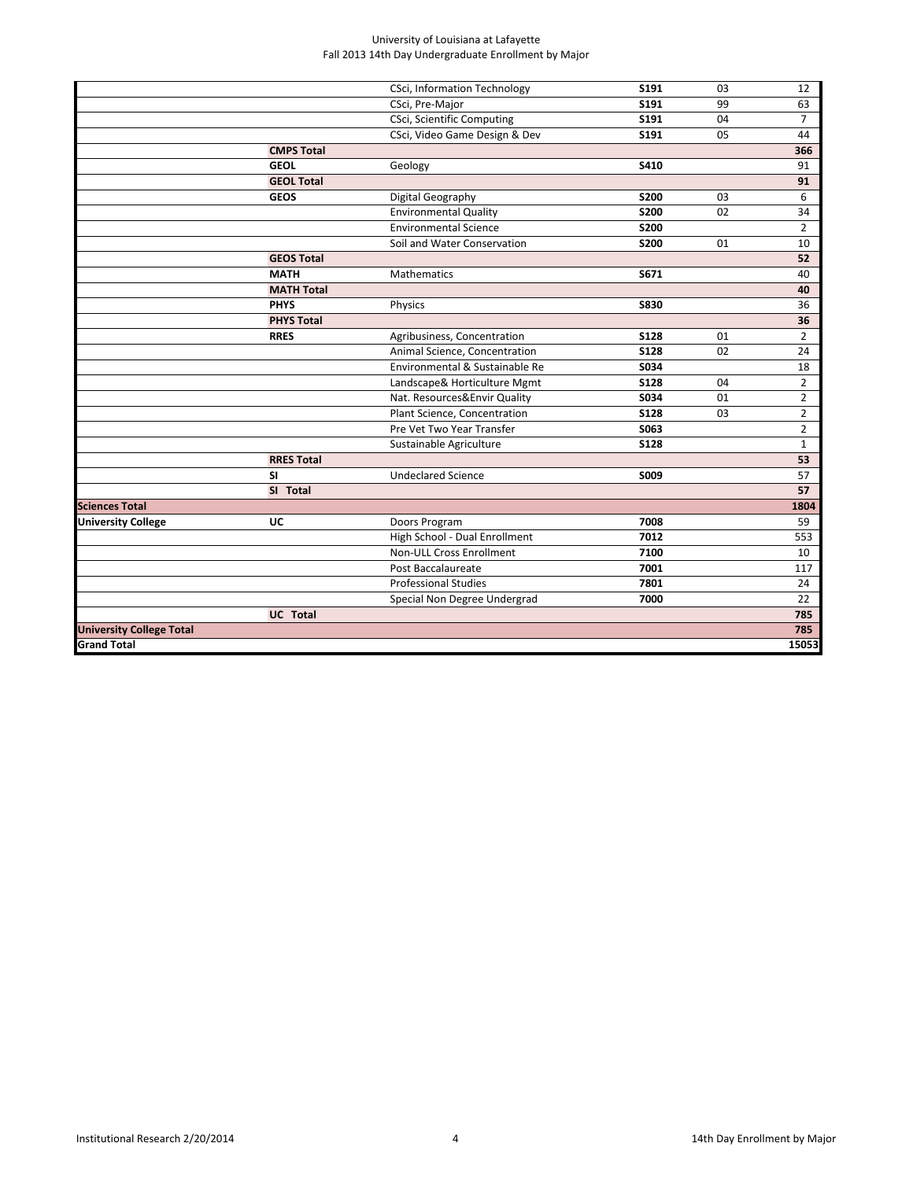| | | | | | |
|---|---|---|---|---|---|
| | | CSci, Information Technology | **S191** | 03 | 12 |
| | | CSci, Pre-Major | **S191** | 99 | 63 |
| | | CSci, Scientific Computing | **S191** | 04 | 7 |
| | | CSci, Video Game Design & Dev | **S191** | 05 | 44 |
| | **CMPS Total** | | | | **366** |
| | **GEOL** | Geology | **S410** | | 91 |
| | **GEOL Total** | | | | **91** |
| | **GEOS** | Digital Geography | **S200** | 03 | 6 |
| | | Environmental Quality | **S200** | 02 | 34 |
| | | Environmental Science | **S200** | | 2 |
| | | Soil and Water Conservation | **S200** | 01 | 10 |
| | **GEOS Total** | | | | **52** |
| | **MATH** | Mathematics | **S671** | | 40 |
| | **MATH Total** | | | | **40** |
| | **PHYS** | Physics | **S830** | | 36 |
| | **PHYS Total** | | | | **36** |
| | **RRES** | Agribusiness, Concentration | **S128** | 01 | 2 |
| | | Animal Science, Concentration | **S128** | 02 | 24 |
| | | Environmental & Sustainable Re | **S034** | | 18 |
| | | Landscape& Horticulture Mgmt | **S128** | 04 | 2 |
| | | Nat. Resources&Envir Quality | **S034** | 01 | 2 |
| | | Plant Science, Concentration | **S128** | 03 | 2 |
| | | Pre Vet Two Year Transfer | **S063** | | 2 |
| | | Sustainable Agriculture | **S128** | | 1 |
| | **RRES Total** | | | | **53** |
| | **SI** | Undeclared Science | **S009** | | 57 |
| | **SI Total** | | | | **57** |
| **Sciences Total** | | | | | **1804** |
| **University College** | **UC** | Doors Program | **7008** | | 59 |
| | | High School - Dual Enrollment | **7012** | | 553 |
| | | Non-ULL Cross Enrollment | **7100** | | 10 |
| | | Post Baccalaureate | **7001** | | 117 |
| | | Professional Studies | **7801** | | 24 |
| | | Special Non Degree Undergrad | **7000** | | 22 |
| | **UC Total** | | | | **785** |
| **University College Total** | | | | | **785** |
| **Grand Total** | | | | | **15053** |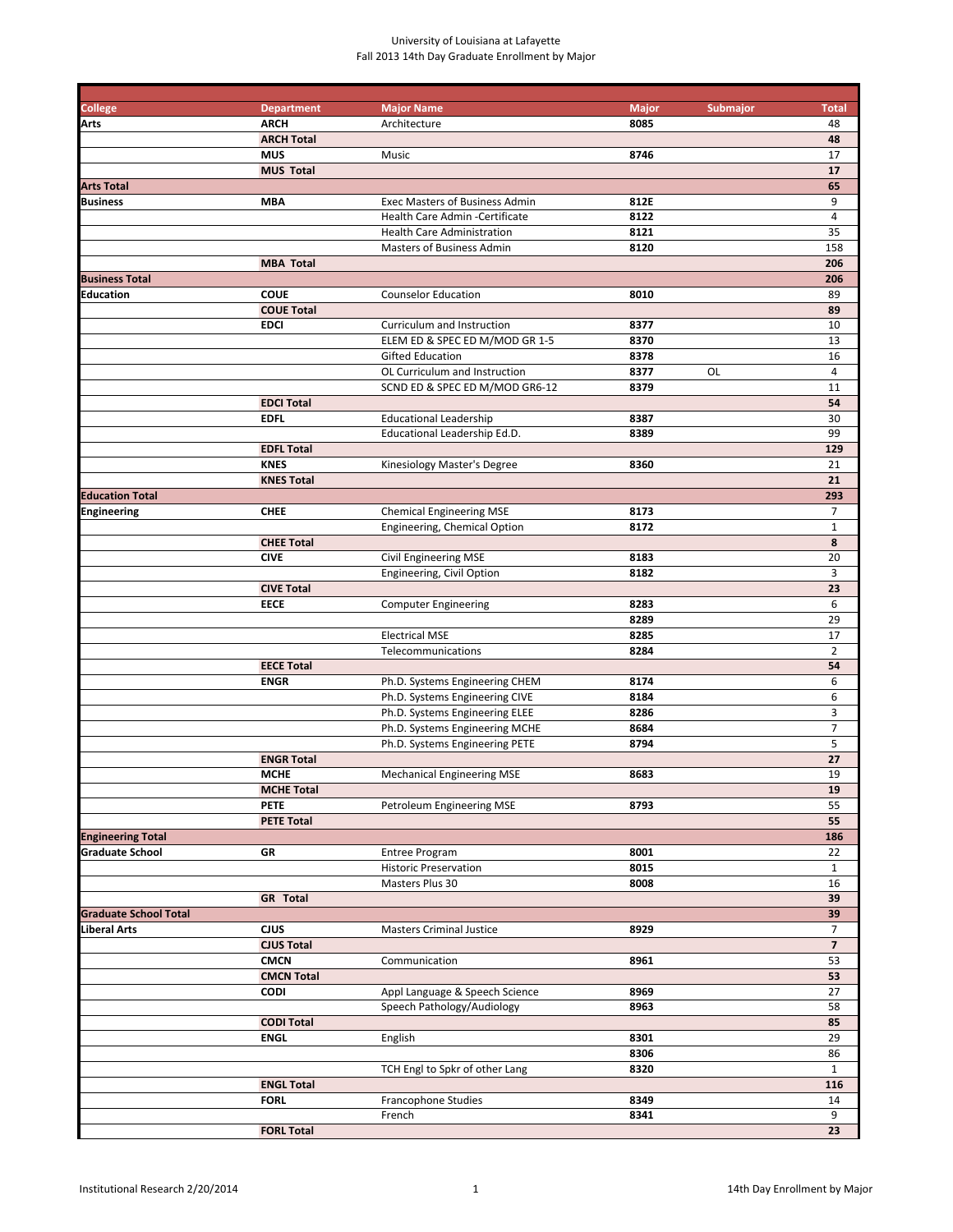University of Louisiana at Lafayette
Fall 2013 14th Day Graduate Enrollment by Major

| College | Department | Major Name | Major | Submajor | Total |
|---|---|---|---|---|---|
| **Arts** | **ARCH** | Architecture | **8085** | | 48 |
| | **ARCH Total** | | | | **48** |
| | **MUS** | Music | **8746** | | 17 |
| | **MUS Total** | | | | **17** |
| **Arts Total** | | | | | **65** |
| **Business** | **MBA** | Exec Masters of Business Admin | **812E** | | 9 |
| | | Health Care Admin -Certificate | **8122** | | 4 |
| | | Health Care Administration | **8121** | | 35 |
| | | Masters of Business Admin | **8120** | | 158 |
| | **MBA Total** | | | | **206** |
| **Business Total** | | | | | **206** |
| **Education** | **COUE** | Counselor Education | **8010** | | 89 |
| | **COUE Total** | | | | **89** |
| | **EDCI** | Curriculum and Instruction | **8377** | | 10 |
| | | ELEM ED & SPEC ED M/MOD GR 1-5 | **8370** | | 13 |
| | | Gifted Education | **8378** | | 16 |
| | | OL Curriculum and Instruction | **8377** | OL | 4 |
| | | SCND ED & SPEC ED M/MOD GR6-12 | **8379** | | 11 |
| | **EDCI Total** | | | | **54** |
| | **EDFL** | Educational Leadership | **8387** | | 30 |
| | | Educational Leadership Ed.D. | **8389** | | 99 |
| | **EDFL Total** | | | | **129** |
| | **KNES** | Kinesiology Master's Degree | **8360** | | 21 |
| | **KNES Total** | | | | **21** |
| **Education Total** | | | | | **293** |
| **Engineering** | **CHEE** | Chemical Engineering MSE | **8173** | | 7 |
| | | Engineering, Chemical Option | **8172** | | 1 |
| | **CHEE Total** | | | | **8** |
| | **CIVE** | Civil Engineering MSE | **8183** | | 20 |
| | | Engineering, Civil Option | **8182** | | 3 |
| | **CIVE Total** | | | | **23** |
| | **EECE** | Computer Engineering | **8283** | | 6 |
| | | | **8289** | | 29 |
| | | Electrical MSE | **8285** | | 17 |
| | | Telecommunications | **8284** | | 2 |
| | **EECE Total** | | | | **54** |
| | **ENGR** | Ph.D. Systems Engineering CHEM | **8174** | | 6 |
| | | Ph.D. Systems Engineering CIVE | **8184** | | 6 |
| | | Ph.D. Systems Engineering ELEE | **8286** | | 3 |
| | | Ph.D. Systems Engineering MCHE | **8684** | | 7 |
| | | Ph.D. Systems Engineering PETE | **8794** | | 5 |
| | **ENGR Total** | | | | **27** |
| | **MCHE** | Mechanical Engineering MSE | **8683** | | 19 |
| | **MCHE Total** | | | | **19** |
| | **PETE** | Petroleum Engineering MSE | **8793** | | 55 |
| | **PETE Total** | | | | **55** |
| **Engineering Total** | | | | | **186** |
| **Graduate School** | **GR** | Entree Program | **8001** | | 22 |
| | | Historic Preservation | **8015** | | 1 |
| | | Masters Plus 30 | **8008** | | 16 |
| | **GR Total** | | | | **39** |
| **Graduate School Total** | | | | | **39** |
| **Liberal Arts** | **CJUS** | Masters Criminal Justice | **8929** | | 7 |
| | **CJUS Total** | | | | **7** |
| | **CMCN** | Communication | **8961** | | 53 |
| | **CMCN Total** | | | | **53** |
| | **CODI** | Appl Language & Speech Science | **8969** | | 27 |
| | | Speech Pathology/Audiology | **8963** | | 58 |
| | **CODI Total** | | | | **85** |
| | **ENGL** | English | **8301** | | 29 |
| | | | **8306** | | 86 |
| | | TCH Engl to Spkr of other Lang | **8320** | | 1 |
| | **ENGL Total** | | | | **116** |
| | **FORL** | Francophone Studies | **8349** | | 14 |
| | | French | **8341** | | 9 |
| | **FORL Total** | | | | **23** |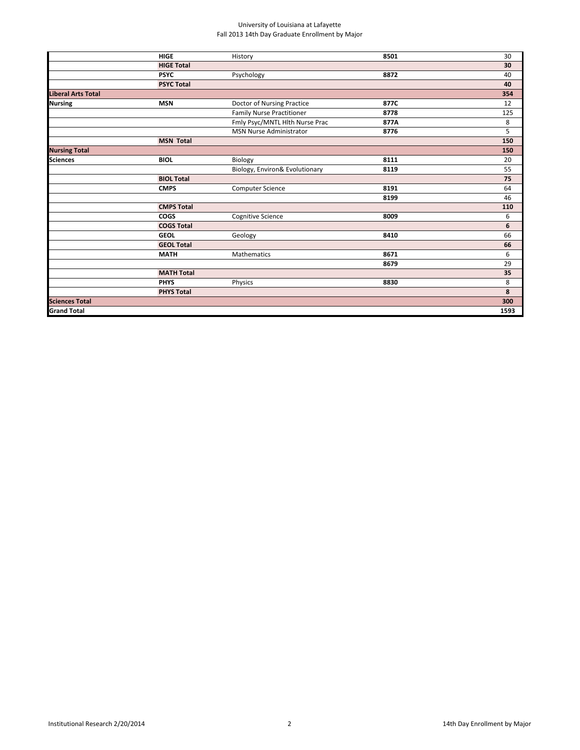University of Louisiana at Lafayette
Fall 2013 14th Day Graduate Enrollment by Major

| | | | | |
|---|---|---|---|---|
| | **HIGE** | History | **8501** | 30 |
| | **HIGE Total** | | | **30** |
| | **PSYC** | Psychology | **8872** | 40 |
| | **PSYC Total** | | | **40** |
| **Liberal Arts Total** | | | | **354** |
| **Nursing** | **MSN** | Doctor of Nursing Practice | **877C** | 12 |
| | | Family Nurse Practitioner | **8778** | 125 |
| | | Fmly Psyc/MNTL Hlth Nurse Prac | **877A** | 8 |
| | | MSN Nurse Administrator | **8776** | 5 |
| | **MSN Total** | | | **150** |
| **Nursing Total** | | | | **150** |
| **Sciences** | **BIOL** | Biology | **8111** | 20 |
| | | Biology, Environ& Evolutionary | **8119** | 55 |
| | **BIOL Total** | | | **75** |
| | **CMPS** | Computer Science | **8191** | 64 |
| | | | **8199** | 46 |
| | **CMPS Total** | | | **110** |
| | **COGS** | Cognitive Science | **8009** | 6 |
| | **COGS Total** | | | **6** |
| | **GEOL** | Geology | **8410** | 66 |
| | **GEOL Total** | | | **66** |
| | **MATH** | Mathematics | **8671** | 6 |
| | | | **8679** | 29 |
| | **MATH Total** | | | **35** |
| | **PHYS** | Physics | **8830** | 8 |
| | **PHYS Total** | | | **8** |
| **Sciences Total** | | | | **300** |
| **Grand Total** | | | | **1593** |